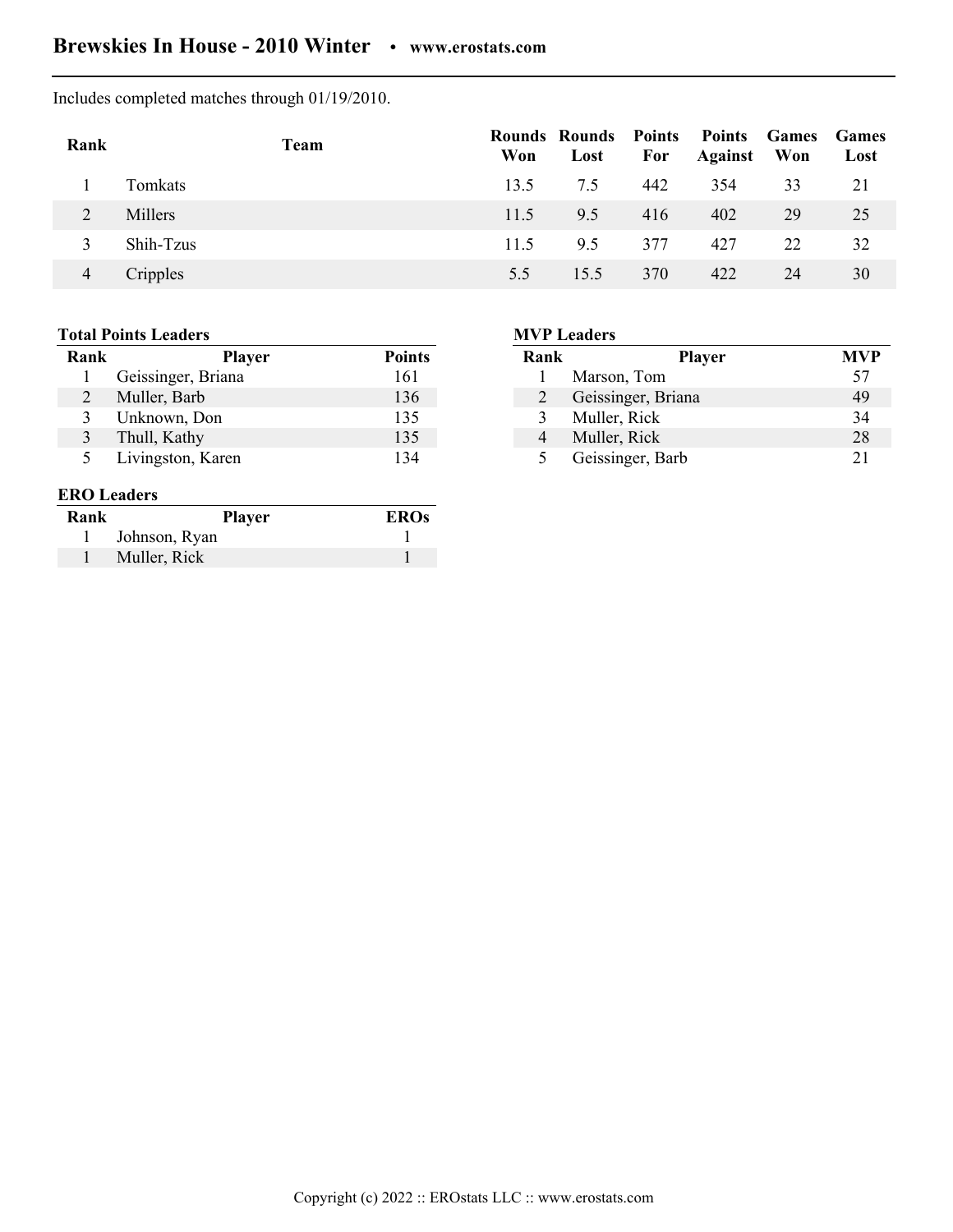# Brewskies In House - 2010 Winter • www.erostats.com

Includes completed matches through 01/19/2010.

| Rank | Team | Rounds Won | Rounds Lost | Points For | Points Against | Games Won | Games Lost |
|---|---|---|---|---|---|---|---|
| 1 | Tomkats | 13.5 | 7.5 | 442 | 354 | 33 | 21 |
| 2 | Millers | 11.5 | 9.5 | 416 | 402 | 29 | 25 |
| 3 | Shih-Tzus | 11.5 | 9.5 | 377 | 427 | 22 | 32 |
| 4 | Cripples | 5.5 | 15.5 | 370 | 422 | 24 | 30 |

**Total Points Leaders**

| Rank | Player | Points |
|---|---|---|
| 1 | Geissinger, Briana | 161 |
| 2 | Muller, Barb | 136 |
| 3 | Unknown, Don | 135 |
| 3 | Thull, Kathy | 135 |
| 5 | Livingston, Karen | 134 |

**MVP Leaders**

| Rank | Player | MVP |
|---|---|---|
| 1 | Marson, Tom | 57 |
| 2 | Geissinger, Briana | 49 |
| 3 | Muller, Rick | 34 |
| 4 | Muller, Rick | 28 |
| 5 | Geissinger, Barb | 21 |

**ERO Leaders**

| Rank | Player | EROs |
|---|---|---|
| 1 | Johnson, Ryan | 1 |
| 1 | Muller, Rick | 1 |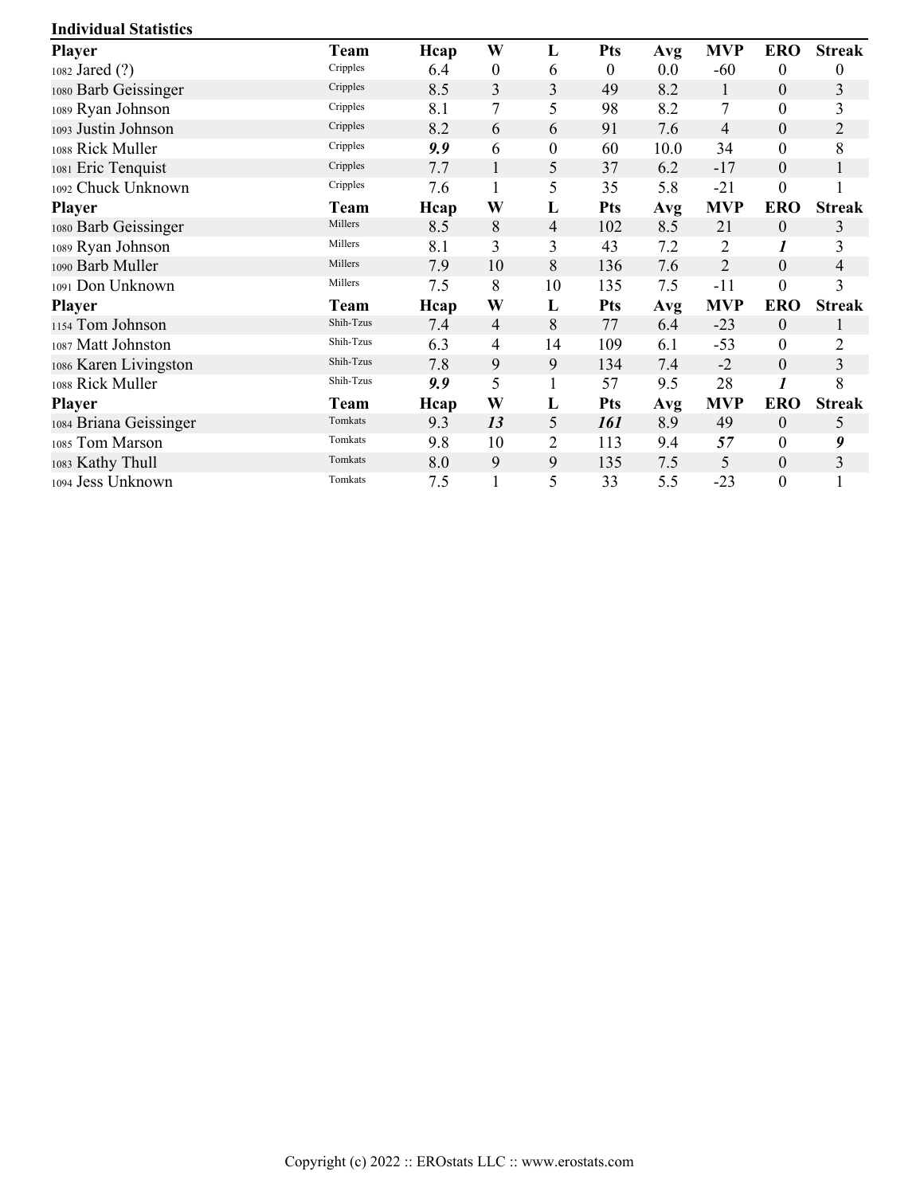**Individual Statistics**

| Player | Team | Hcap | W | L | Pts | Avg | MVP | ERO | Streak |
|---|---|---|---|---|---|---|---|---|---|
| 1082 Jared (?) | Cripples | 6.4 | 0 | 6 | 0 | 0.0 | -60 | 0 | 0 |
| 1080 Barb Geissinger | Cripples | 8.5 | 3 | 3 | 49 | 8.2 | 1 | 0 | 3 |
| 1089 Ryan Johnson | Cripples | 8.1 | 7 | 5 | 98 | 8.2 | 7 | 0 | 3 |
| 1093 Justin Johnson | Cripples | 8.2 | 6 | 6 | 91 | 7.6 | 4 | 0 | 2 |
| 1088 Rick Muller | Cripples | ***9.9*** | 6 | 0 | 60 | 10.0 | 34 | 0 | 8 |
| 1081 Eric Tenquist | Cripples | 7.7 | 1 | 5 | 37 | 6.2 | -17 | 0 | 1 |
| 1092 Chuck Unknown | Cripples | 7.6 | 1 | 5 | 35 | 5.8 | -21 | 0 | 1 |
| **Player** | **Team** | **Hcap** | **W** | **L** | **Pts** | **Avg** | **MVP** | **ERO** | **Streak** |
| 1080 Barb Geissinger | Millers | 8.5 | 8 | 4 | 102 | 8.5 | 21 | 0 | 3 |
| 1089 Ryan Johnson | Millers | 8.1 | 3 | 3 | 43 | 7.2 | 2 | ***1*** | 3 |
| 1090 Barb Muller | Millers | 7.9 | 10 | 8 | 136 | 7.6 | 2 | 0 | 4 |
| 1091 Don Unknown | Millers | 7.5 | 8 | 10 | 135 | 7.5 | -11 | 0 | 3 |
| **Player** | **Team** | **Hcap** | **W** | **L** | **Pts** | **Avg** | **MVP** | **ERO** | **Streak** |
| 1154 Tom Johnson | Shih-Tzus | 7.4 | 4 | 8 | 77 | 6.4 | -23 | 0 | 1 |
| 1087 Matt Johnston | Shih-Tzus | 6.3 | 4 | 14 | 109 | 6.1 | -53 | 0 | 2 |
| 1086 Karen Livingston | Shih-Tzus | 7.8 | 9 | 9 | 134 | 7.4 | -2 | 0 | 3 |
| 1088 Rick Muller | Shih-Tzus | ***9.9*** | 5 | 1 | 57 | 9.5 | 28 | ***1*** | 8 |
| **Player** | **Team** | **Hcap** | **W** | **L** | **Pts** | **Avg** | **MVP** | **ERO** | **Streak** |
| 1084 Briana Geissinger | Tomkats | 9.3 | ***13*** | 5 | ***161*** | 8.9 | 49 | 0 | 5 |
| 1085 Tom Marson | Tomkats | 9.8 | 10 | 2 | 113 | 9.4 | ***57*** | 0 | ***9*** |
| 1083 Kathy Thull | Tomkats | 8.0 | 9 | 9 | 135 | 7.5 | 5 | 0 | 3 |
| 1094 Jess Unknown | Tomkats | 7.5 | 1 | 5 | 33 | 5.5 | -23 | 0 | 1 |

Copyright (c) 2022 :: EROstats LLC :: www.erostats.com